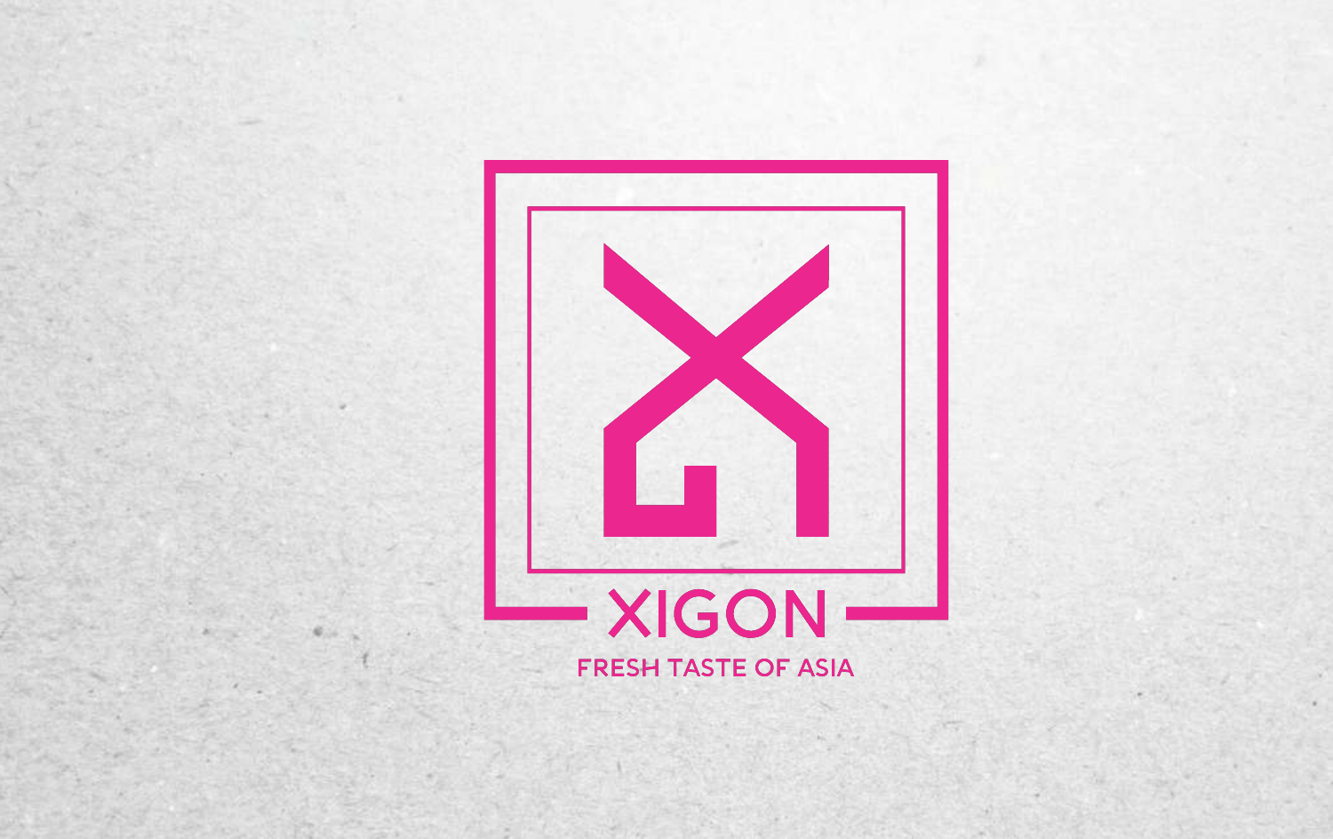# XIGON

FRESH TASTE OF ASIA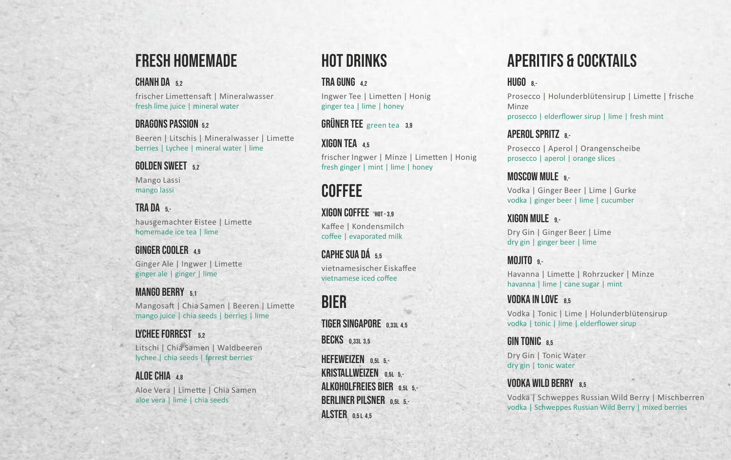## FRESH HOMEMADE

### CHANH DA 5,2

frischer Limettensaft | Mineralwasser
fresh lime juice | mineral water

### DRAGONS PASSION 5,2

Beeren | Litschis | Mineralwasser | Limette
berries | Lychee | mineral water | lime

### GOLDEN SWEET 5,2

Mango Lassi
mango lassi

### TRA DA 5,-

hausgemachter Eistee | Limette
homemade ice tea | lime

### GINGER COOLER 4,9

Ginger Ale | Ingwer | Limette
ginger ale | ginger | lime

### MANGO BERRY 5,1

Mangosaft | Chia Samen | Beeren | Limette
mango juice | chia seeds | berries | lime

### LYCHEE FORREST 5,2

Litschi | Chia Samen | Waldbeeren
lychee | chia seeds | forrest berries

### ALOE CHIA 4,8

Aloe Vera | Limette | Chia Samen
aloe vera | lime | chia seeds

## HOT DRINKS

### TRA GUNG 4,2

Ingwer Tee | Limetten | Honig
ginger tea | lime | honey

### GRÜNER TEE green tea 3,9

### XIGON TEA 4,5

frischer Ingwer | Minze | Limetten | Honig
fresh ginger | mint | lime | honey

## COFFEE

### XIGON COFFEE HOT - 3,9

Kaffee | Kondensmilch
coffee | evaporated milk

### CAPHE SUA DÁ 5,5

vietnamesischer Eiskaffee
vietnamese iced coffee

## BIER

**TIGER SINGAPORE** 0,33L 4,5

**BECKS** 0,33L 3,5

**HEFEWEIZEN** 0,5L 5,-

**KRISTALLWEIZEN** 0,5L 5,-

**ALKOHOLFREIES BIER** 0,5L 5,-

**BERLINER PILSNER** 0,5L 5,-

**ALSTER** 0,5 L 4,5

## APERITIFS & COCKTAILS

### HUGO 8,-

Prosecco | Holunderblütensirup | Limette | frische Minze
prosecco | elderflower sirup | lime | fresh mint

### APEROL SPRITZ 8,-

Prosecco | Aperol | Orangenscheibe
prosecco | aperol | orange slices

### MOSCOW MULE 9,-

Vodka | Ginger Beer | Lime | Gurke
vodka | ginger beer | lime | cucumber

### XIGON MULE 9,-

Dry Gin | Ginger Beer | Lime
dry gin | ginger beer | lime

### MOJITO 9,-

Havanna | Limette | Rohrzucker | Minze
havanna | lime | cane sugar | mint

### VODKA IN LOVE 8,5

Vodka | Tonic | Lime | Holunderblütensirup
vodka | tonic | lime | elderflower sirup

### GIN TONIC 8,5

Dry Gin | Tonic Water
dry gin | tonic water

### VODKA WILD BERRY 8,5

Vodka | Schweppes Russian Wild Berry | Mischberren
vodka | Schweppes Russian Wild Berry | mixed berries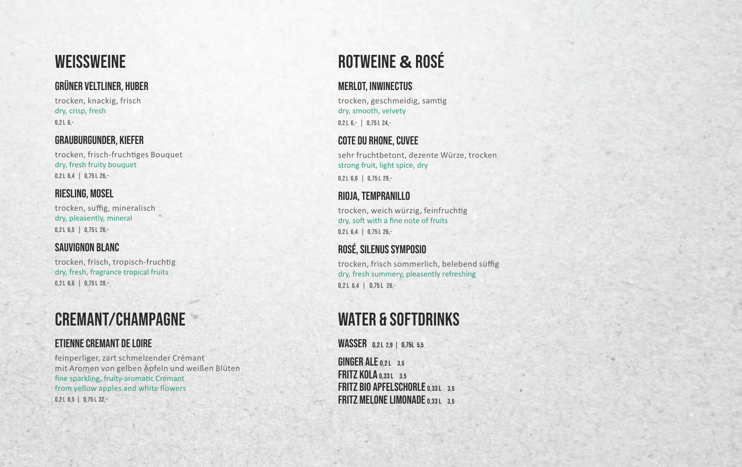# WEISSWEINE

## GRÜNER VELTLINER, HUBER

trocken, knackig, frisch
dry, crisp, fresh
**0,2 L 6,-**

## GRAUBURGUNDER, KIEFER

trocken, frisch-fruchtiges Bouquet
dry, fresh fruity bouquet
**0,2 L 6,4 | 0,75 L 26,-**

## RIESLING, MOSEL

trocken, suffig, mineralisch
dry, pleasently, mineral
**0,2 L 6,5 | 0,75 L 26,-**

## SAUVIGNON BLANC

trocken, frisch, tropisch-fruchtig
dry, fresh, fragrance tropical fruits
**0,2 L 6,6 | 0,75 L 28,-**

# CREMANT/CHAMPAGNE

## ETIENNE CREMANT DE LOIRE

feinperliger, zart schmelzender Crémant
mit Aromen von gelben Äpfeln und weißen Blüten
fine sparkling, fruity-aromatic Crémant
from yellow apples and white flowers
**0,2 L 8,5 | 0,75 L 32,-**

# ROTWEINE & ROSÉ

## MERLOT, INWINECTUS

trocken, geschmeidig, samtig
dry, smooth, velvety
**0,2 L 6,- | 0,75 L 24,-**

## COTE DU RHONE, CUVEE

sehr fruchtbetont, dezente Würze, trocken
strong fruit, light spice, dry
**0,2 L 6,6 | 0,75 L 29,-**

## RIOJA, TEMPRANILLO

trocken, weich würzig, feinfruchtig
dry, soft with a fine note of fruits
**0,2 L 6,4 | 0,75 L 26,-**

## ROSÉ, SILENUS SYMPOSIO

trocken, frisch sommerlich, belebend süffig
dry, fresh summery, pleasently refreshing
**0,2 L 6,4 | 0,75 L 26,-**

# WATER & SOFTDRINKS

**WASSER** 0,2 L 2,9 | 0,75L 5,5

**GINGER ALE** 0,2 L 3,5
**FRITZ KOLA** 0,33 L 3,5
**FRITZ BIO APFELSCHORLE** 0,33 L 3,5
**FRITZ MELONE LIMONADE** 0,33 L 3,5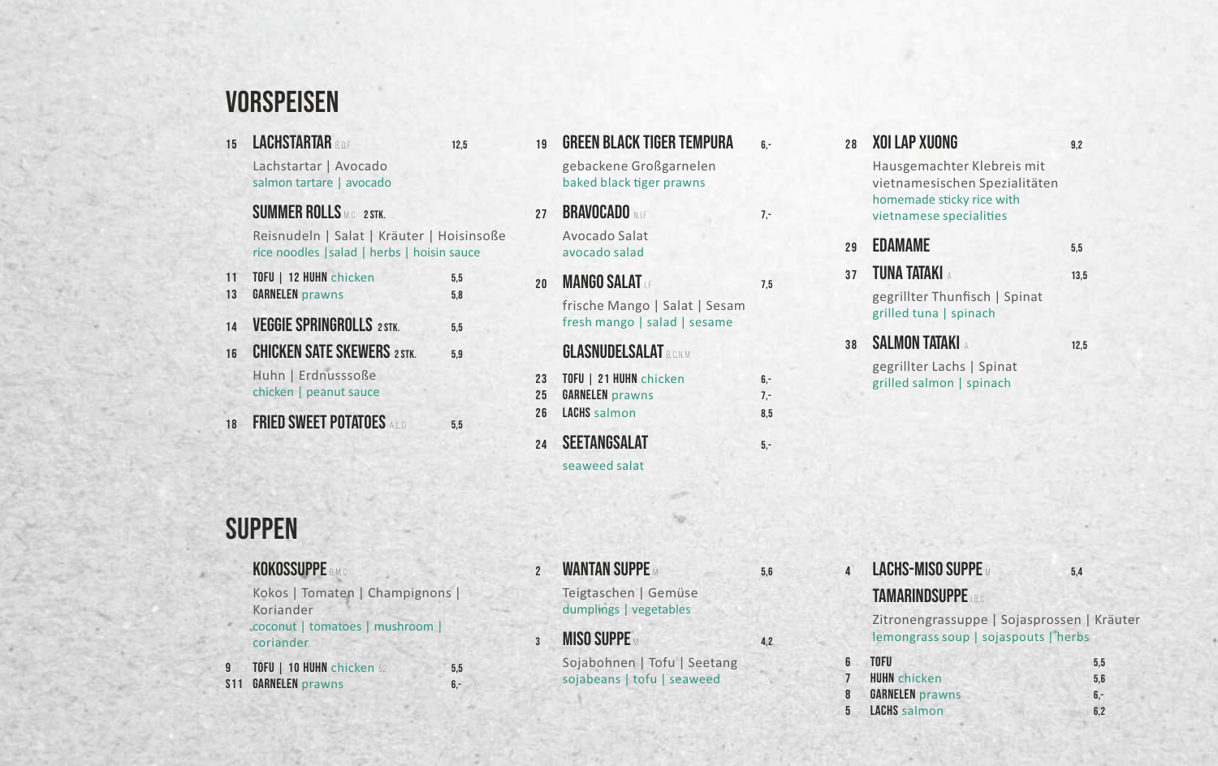# VORSPEISEN

**15 LACHSTARTAR** B,D,F — 12,5
Lachstartar | Avocado
salmon tartare | avocado

**SUMMER ROLLS** M,C 2 STK.
Reisnudeln | Salat | Kräuter | Hoisinsoße
rice noodles |salad | herbs | hoisin sauce

- **11 TOFU | 12 HUHN** chicken — 5,5
- **13 GARNELEN** prawns — 5,8

**14 VEGGIE SPRINGROLLS** 2 STK. — 5,5

**16 CHICKEN SATE SKEWERS** 2 STK. — 5,9
Huhn | Erdnusssoße
chicken | peanut sauce

**18 FRIED SWEET POTATOES** A,L,D — 5,5

**19 GREEN BLACK TIGER TEMPURA** — 6,-
gebackene Großgarnelen
baked black tiger prawns

**27 BRAVOCADO** N,L,F — 7,-
Avocado Salat
avocado salad

**20 MANGO SALAT** L,F — 7,5
frische Mango | Salat | Sesam
fresh mango | salad | sesame

**GLASNUDELSALAT** B,C,N,M

- **23 TOFU | 21 HUHN** chicken — 6,-
- **25 GARNELEN** prawns — 7,-
- **26 LACHS** salmon — 8,5

**24 SEETANGSALAT** — 5,-
seaweed salat

**28 XOI LAP XUONG** — 9,2
Hausgemachter Klebreis mit vietnamesischen Spezialitäten
homemade sticky rice with vietnamese specialities

**29 EDAMAME** — 5,5

**37 TUNA TATAKI** A — 13,5
gegrillter Thunfisch | Spinat
grilled tuna | spinach

**38 SALMON TATAKI** A — 12,5
gegrillter Lachs | Spinat
grilled salmon | spinach

# SUPPEN

**KOKOSSUPPE** D,M,C
Kokos | Tomaten | Champignons | Koriander
coconut | tomatoes | mushroom | coriander

- **9 TOFU | 10 HUHN** chicken S2 — 5,5
- **S11 GARNELEN** prawns — 6,-

**2 WANTAN SUPPE** M — 5,6
Teigtaschen | Gemüse
dumplings | vegetables

**3 MISO SUPPE** M — 4,2
Sojabohnen | Tofu | Seetang
sojabeans | tofu | seaweed

**4 LACHS-MISO SUPPE** M — 5,4

**TAMARINDSUPPE** I,B,C
Zitronengrassuppe | Sojasprossen | Kräuter
lemongrass soup | sojaspouts | herbs

- **6 TOFU** — 5,5
- **7 HUHN** chicken — 5,6
- **8 GARNELEN** prawns — 6,-
- **5 LACHS** salmon — 6,2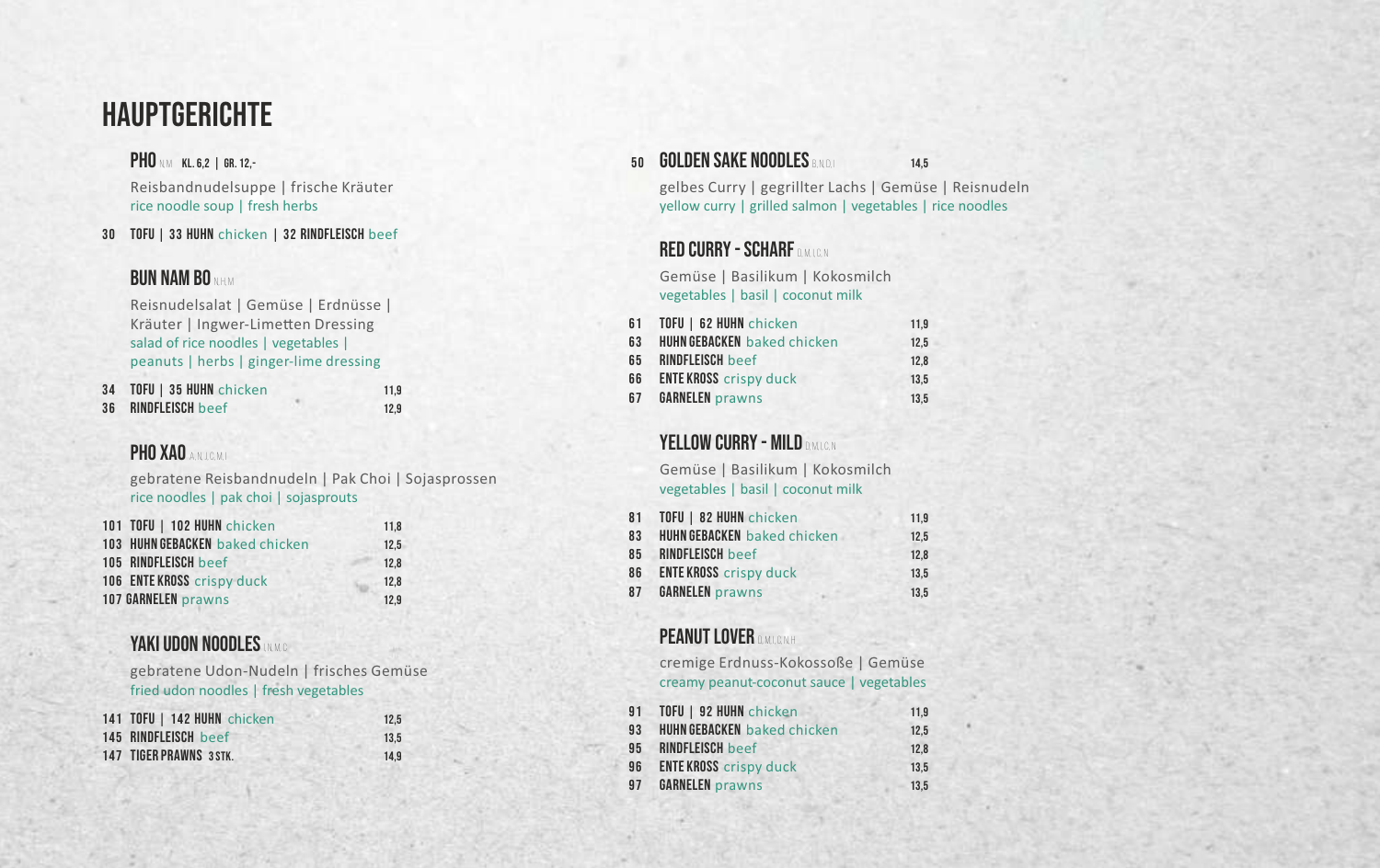# HAUPTGERICHTE

## PHO N,M KL. 6,2 | GR. 12,-

Reisbandnudelsuppe | frische Kräuter
rice noodle soup | fresh herbs

30 TOFU | 33 HUHN chicken | 32 RINDFLEISCH beef

## BUN NAM BO N,H,M

Reisnudelsalat | Gemüse | Erdnüsse | Kräuter | Ingwer-Limetten Dressing
salad of rice noodles | vegetables | peanuts | herbs | ginger-lime dressing

| | | |
|---|---|---|
| 34 | TOFU \| 35 HUHN chicken | 11,9 |
| 36 | RINDFLEISCH beef | 12,9 |

## PHO XAO A,N,I,C,M,I

gebratene Reisbandnudeln | Pak Choi | Sojasprossen
rice noodles | pak choi | sojasprouts

| | | |
|---|---|---|
| 101 | TOFU \| 102 HUHN chicken | 11,8 |
| 103 | HUHN GEBACKEN baked chicken | 12,5 |
| 105 | RINDFLEISCH beef | 12,8 |
| 106 | ENTE KROSS crispy duck | 12,8 |
| 107 | GARNELEN prawns | 12,9 |

## YAKI UDON NOODLES I,N,M,C

gebratene Udon-Nudeln | frisches Gemüse
fried udon noodles | fresh vegetables

| | | |
|---|---|---|
| 141 | TOFU \| 142 HUHN chicken | 12,5 |
| 145 | RINDFLEISCH beef | 13,5 |
| 147 | TIGER PRAWNS 3 STK. | 14,9 |

## 50 GOLDEN SAKE NOODLES B,N,D,I 14,5

gelbes Curry | gegrillter Lachs | Gemüse | Reisnudeln
yellow curry | grilled salmon | vegetables | rice noodles

## RED CURRY - SCHARF D,M,I,C,N

Gemüse | Basilikum | Kokosmilch
vegetables | basil | coconut milk

| | | |
|---|---|---|
| 61 | TOFU \| 62 HUHN chicken | 11,9 |
| 63 | HUHN GEBACKEN baked chicken | 12,5 |
| 65 | RINDFLEISCH beef | 12,8 |
| 66 | ENTE KROSS crispy duck | 13,5 |
| 67 | GARNELEN prawns | 13,5 |

## YELLOW CURRY - MILD D,M,I,C,N

Gemüse | Basilikum | Kokosmilch
vegetables | basil | coconut milk

| | | |
|---|---|---|
| 81 | TOFU \| 82 HUHN chicken | 11,9 |
| 83 | HUHN GEBACKEN baked chicken | 12,5 |
| 85 | RINDFLEISCH beef | 12,8 |
| 86 | ENTE KROSS crispy duck | 13,5 |
| 87 | GARNELEN prawns | 13,5 |

## PEANUT LOVER D,M,I,C,N,H

cremige Erdnuss-Kokossoße | Gemüse
creamy peanut-coconut sauce | vegetables

| | | |
|---|---|---|
| 91 | TOFU \| 92 HUHN chicken | 11,9 |
| 93 | HUHN GEBACKEN baked chicken | 12,5 |
| 95 | RINDFLEISCH beef | 12,8 |
| 96 | ENTE KROSS crispy duck | 13,5 |
| 97 | GARNELEN prawns | 13,5 |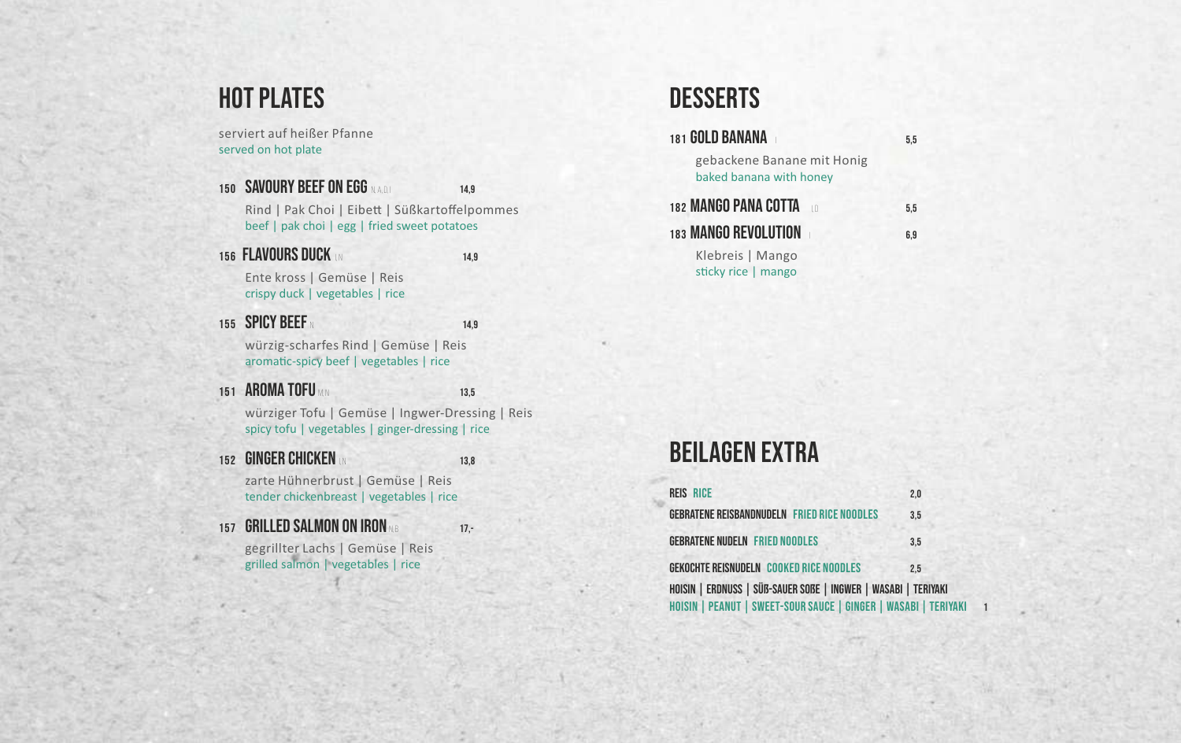## HOT PLATES

serviert auf heißer Pfanne
served on hot plate

### 150 SAVOURY BEEF ON EGG N,A,D,I — 14,9

Rind | Pak Choi | Eibett | Süßkartoffelpommes
beef | pak choi | egg | fried sweet potatoes

### 156 FLAVOURS DUCK L,N — 14,9

Ente kross | Gemüse | Reis
crispy duck | vegetables | rice

### 155 SPICY BEEF N — 14,9

würzig-scharfes Rind | Gemüse | Reis
aromatic-spicy beef | vegetables | rice

### 151 AROMA TOFU M,N — 13,5

würziger Tofu | Gemüse | Ingwer-Dressing | Reis
spicy tofu | vegetables | ginger-dressing | rice

### 152 GINGER CHICKEN L,N — 13,8

zarte Hühnerbrust | Gemüse | Reis
tender chickenbreast | vegetables | rice

### 157 GRILLED SALMON ON IRON N,B — 17,-

gegrillter Lachs | Gemüse | Reis
grilled salmon | vegetables | rice

## DESSERTS

### 181 GOLD BANANA I — 5,5

gebackene Banane mit Honig
baked banana with honey

### 182 MANGO PANA COTTA L,D — 5,5

### 183 MANGO REVOLUTION I — 6,9

Klebreis | Mango
sticky rice | mango

## BEILAGEN EXTRA

| | |
|---|---|
| REIS RICE | 2,0 |
| GEBRATENE REISBANDNUDELN FRIED RICE NOODLES | 3,5 |
| GEBRATENE NUDELN FRIED NOODLES | 3,5 |
| GEKOCHTE REISNUDELN COOKED RICE NOODLES | 2,5 |
| HOISIN \| ERDNUSS \| SÜß-SAUER SOßE \| INGWER \| WASABI \| TERIYAKI<br>HOISIN \| PEANUT \| SWEET-SOUR SAUCE \| GINGER \| WASABI \| TERIYAKI | 1 |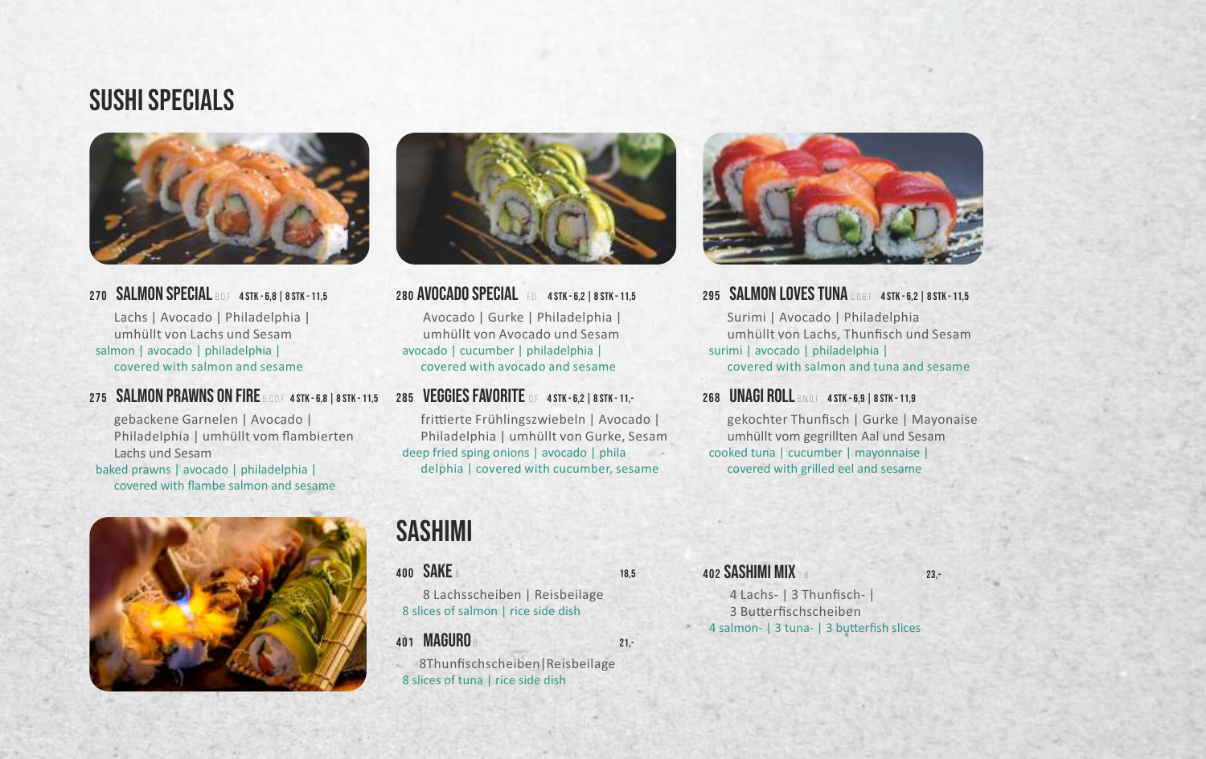# SUSHI SPECIALS

### 270 SALMON SPECIAL B,D,F 4 STK - 6,8 | 8 STK - 11,5

Lachs | Avocado | Philadelphia | umhüllt von Lachs und Sesam
salmon | avocado | philadelphia | covered with salmon and sesame

### 275 SALMON PRAWNS ON FIRE B,C,D,F 4 STK - 6,8 | 8 STK - 11,5

gebackene Garnelen | Avocado | Philadelphia | umhüllt vom flambierten Lachs und Sesam
baked prawns | avocado | philadelphia | covered with flambe salmon and sesame

### 280 AVOCADO SPECIAL F,D 4 STK - 6,2 | 8 STK - 11,5

Avocado | Gurke | Philadelphia | umhüllt von Avocado und Sesam
avocado | cucumber | philadelphia | covered with avocado and sesame

### 285 VEGGIES FAVORITE D,F 4 STK - 6,2 | 8 STK - 11,-

frittierte Frühlingszwiebeln | Avocado | Philadelphia | umhüllt von Gurke, Sesam
deep fried sping onions | avocado | phila - delphia | covered with cucumber, sesame

### 295 SALMON LOVES TUNA C,D,B,F 4 STK - 6,2 | 8 STK - 11,5

Surimi | Avocado | Philadelphia umhüllt von Lachs, Thunfisch und Sesam
surimi | avocado | philadelphia | covered with salmon and tuna and sesame

### 268 UNAGI ROLL B,N,D,F 4 STK - 6,9 | 8 STK - 11,9

gekochter Thunfisch | Gurke | Mayonaise umhüllt vom gegrillten Aal und Sesam
cooked tuna | cucumber | mayonnaise | covered with grilled eel and sesame

# SASHIMI

### 400 SAKE B 18,5

8 Lachsscheiben | Reisbeilage
8 slices of salmon | rice side dish

### 401 MAGURO B 21,-

8Thunfischscheiben|Reisbeilage
8 slices of tuna | rice side dish

### 402 SASHIMI MIX B 23,-

4 Lachs- | 3 Thunfisch- | 3 Butterfischscheiben
4 salmon- | 3 tuna- | 3 butterfish slices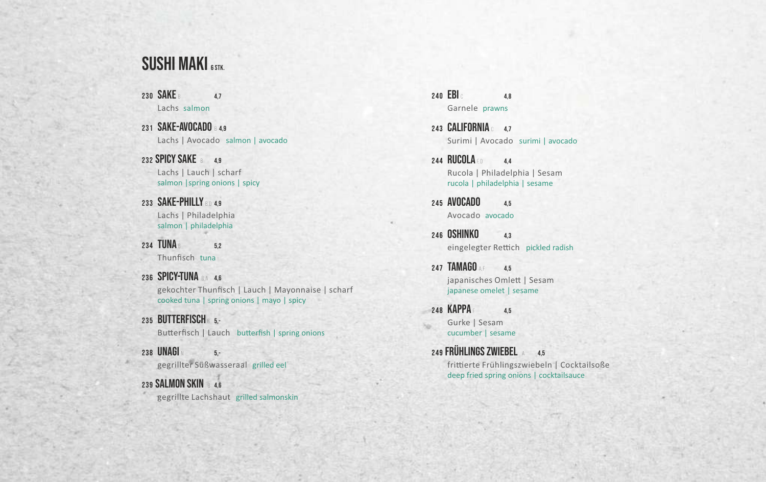# SUSHI MAKI 6 STK.

**230 SAKE** B **4,7**
Lachs salmon

**231 SAKE-AVOCADO** B **4,9**
Lachs | Avocado salmon | avocado

**232 SPICY SAKE** B **4,9**
Lachs | Lauch | scharf
salmon |spring onions | spicy

**233 SAKE-PHILLY** B D **4,9**
Lachs | Philadelphia
salmon | philadelphia

**234 TUNA** B **5,2**
Thunfisch tuna

**236 SPICY-TUNA** B A **4,6**
gekochter Thunfisch | Lauch | Mayonnaise | scharf
cooked tuna | spring onions | mayo | spicy

**235 BUTTERFISCH** B **5,-**
Butterfisch | Lauch butterfish | spring onions

**238 UNAGI** N **5,-**
gegrillter Süßwasseraal grilled eel

**239 SALMON SKIN** B **4,6**
gegrillte Lachshaut grilled salmonskin

**240 EBI** C **4,8**
Garnele prawns

**243 CALIFORNIA** C **4,7**
Surimi | Avocado surimi | avocado

**244 RUCOLA** F D **4,4**
Rucola | Philadelphia | Sesam
rucola | philadelphia | sesame

**245 AVOCADO** **4,5**
Avocado avocado

**246 OSHINKO** **4,3**
eingelegter Rettich pickled radish

**247 TAMAGO** A F **4,5**
japanisches Omlett | Sesam
japanese omelet | sesame

**248 KAPPA** F **4,5**
Gurke | Sesam
cucumber | sesame

**249 FRÜHLINGS ZWIEBEL** A **4,5**
frittierte Frühlingszwiebeln | Cocktailsoße
deep fried spring onions | cocktailsauce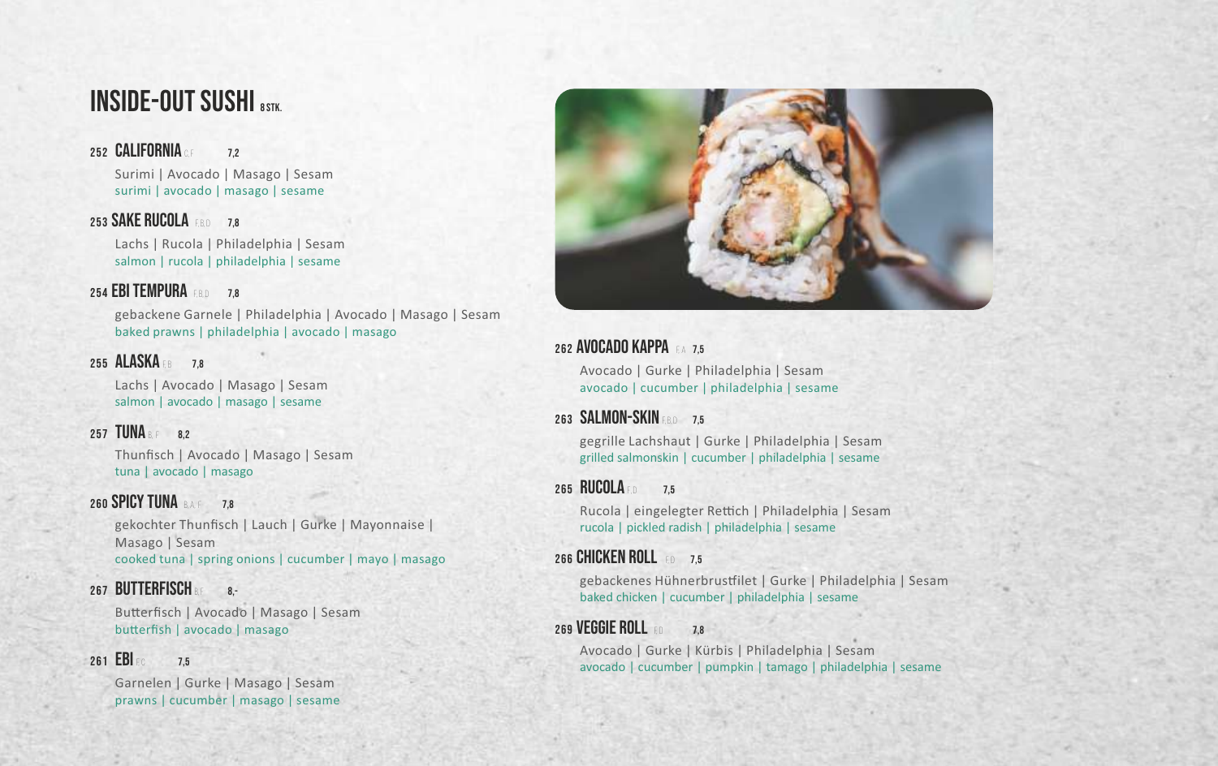# INSIDE-OUT SUSHI 8 STK.

### 252 CALIFORNIA C,F 7,2

Surimi | Avocado | Masago | Sesam
surimi | avocado | masago | sesame

### 253 SAKE RUCOLA F,B,D 7,8

Lachs | Rucola | Philadelphia | Sesam
salmon | rucola | philadelphia | sesame

### 254 EBI TEMPURA F,B,D 7,8

gebackene Garnele | Philadelphia | Avocado | Masago | Sesam
baked prawns | philadelphia | avocado | masago

### 255 ALASKA F,B 7,8

Lachs | Avocado | Masago | Sesam
salmon | avocado | masago | sesame

### 257 TUNA B,F 8,2

Thunfisch | Avocado | Masago | Sesam
tuna | avocado | masago

### 260 SPICY TUNA B,A,F 7,8

gekochter Thunfisch | Lauch | Gurke | Mayonnaise | Masago | Sesam
cooked tuna | spring onions | cucumber | mayo | masago

### 267 BUTTERFISCH B,F 8,-

Butterfisch | Avocado | Masago | Sesam
butterfish | avocado | masago

### 261 EBI F,C 7,5

Garnelen | Gurke | Masago | Sesam
prawns | cucumber | masago | sesame

### 262 AVOCADO KAPPA F,A 7,5

Avocado | Gurke | Philadelphia | Sesam
avocado | cucumber | philadelphia | sesame

### 263 SALMON-SKIN F,B,D 7,5

gegrille Lachshaut | Gurke | Philadelphia | Sesam
grilled salmonskin | cucumber | philadelphia | sesame

### 265 RUCOLA F,D 7,5

Rucola | eingelegter Rettich | Philadelphia | Sesam
rucola | pickled radish | philadelphia | sesame

### 266 CHICKEN ROLL F,D 7,5

gebackenes Hühnerbrustfilet | Gurke | Philadelphia | Sesam
baked chicken | cucumber | philadelphia | sesame

### 269 VEGGIE ROLL F,D 7,8

Avocado | Gurke | Kürbis | Philadelphia | Sesam
avocado | cucumber | pumpkin | tamago | philadelphia | sesame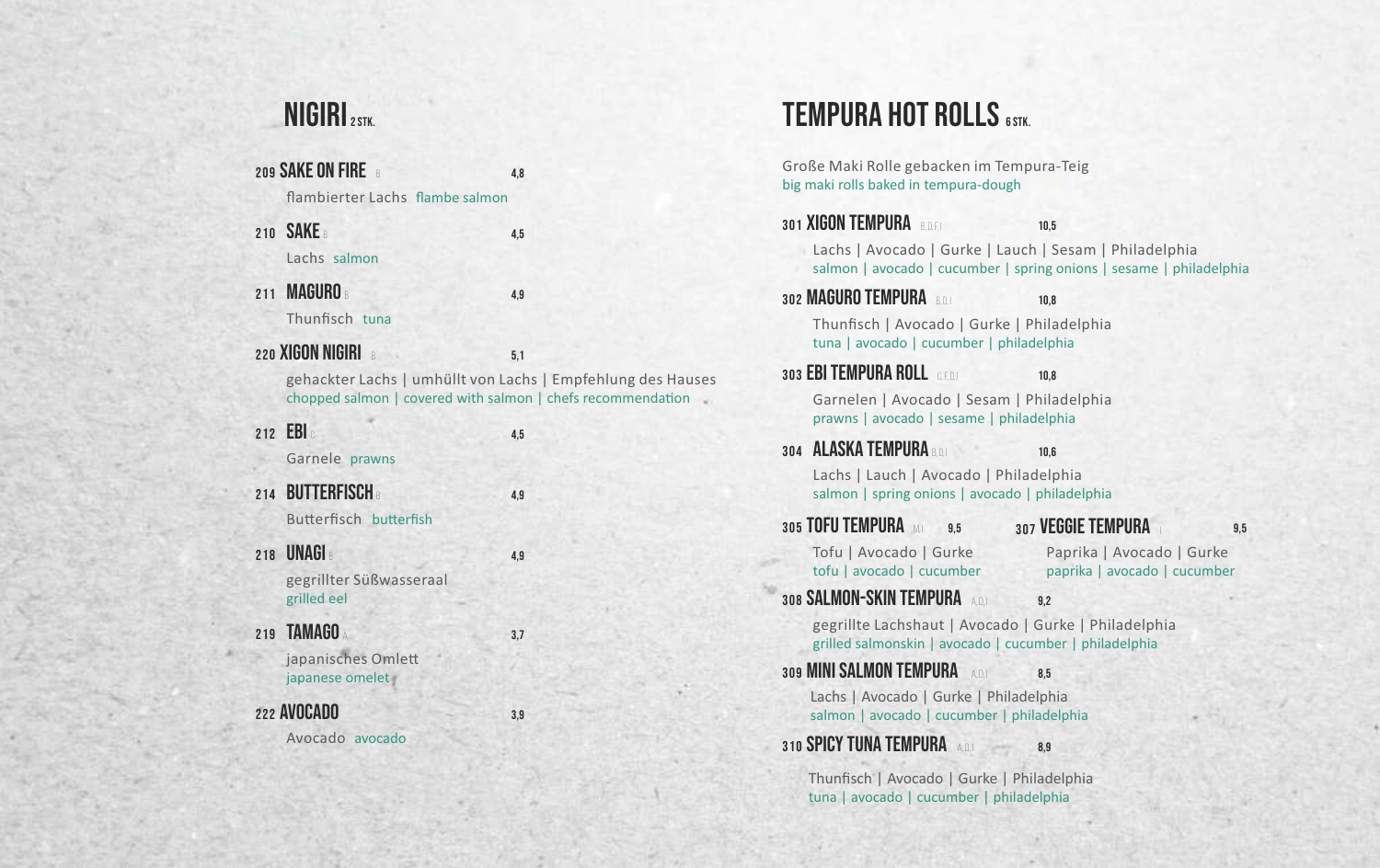# NIGIRI 2 STK.

**209 SAKE ON FIRE** B — 4,8
flambierter Lachs flambe salmon

**210 SAKE** B — 4,5
Lachs salmon

**211 MAGURO** B — 4,9
Thunfisch tuna

**220 XIGON NIGIRI** B — 5,1
gehackter Lachs | umhüllt von Lachs | Empfehlung des Hauses
chopped salmon | covered with salmon | chefs recommendation

**212 EBI** C — 4,5
Garnele prawns

**214 BUTTERFISCH** B — 4,9
Butterfisch butterfish

**218 UNAGI** B — 4,9
gegrillter Süßwasseraal
grilled eel

**219 TAMAGO** A — 3,7
japanisches Omlett
japanese omelet

**222 AVOCADO** — 3,9
Avocado avocado

# TEMPURA HOT ROLLS 6 STK.

Große Maki Rolle gebacken im Tempura-Teig
big maki rolls baked in tempura-dough

**301 XIGON TEMPURA** B,D,F,I — 10,5
Lachs | Avocado | Gurke | Lauch | Sesam | Philadelphia
salmon | avocado | cucumber | spring onions | sesame | philadelphia

**302 MAGURO TEMPURA** B,D,I — 10,8
Thunfisch | Avocado | Gurke | Philadelphia
tuna | avocado | cucumber | philadelphia

**303 EBI TEMPURA ROLL** C,F,D,I — 10,8
Garnelen | Avocado | Sesam | Philadelphia
prawns | avocado | sesame | philadelphia

**304 ALASKA TEMPURA** B,D,I — 10,6
Lachs | Lauch | Avocado | Philadelphia
salmon | spring onions | avocado | philadelphia

**305 TOFU TEMPURA** M,I — 9,5
Tofu | Avocado | Gurke
tofu | avocado | cucumber

**307 VEGGIE TEMPURA** I — 9,5
Paprika | Avocado | Gurke
paprika | avocado | cucumber

**308 SALMON-SKIN TEMPURA** A,D,I — 9,2
gegrillte Lachshaut | Avocado | Gurke | Philadelphia
grilled salmonskin | avocado | cucumber | philadelphia

**309 MINI SALMON TEMPURA** A,D,I — 8,5
Lachs | Avocado | Gurke | Philadelphia
salmon | avocado | cucumber | philadelphia

**310 SPICY TUNA TEMPURA** A,D,I — 8,9
Thunfisch | Avocado | Gurke | Philadelphia
tuna | avocado | cucumber | philadelphia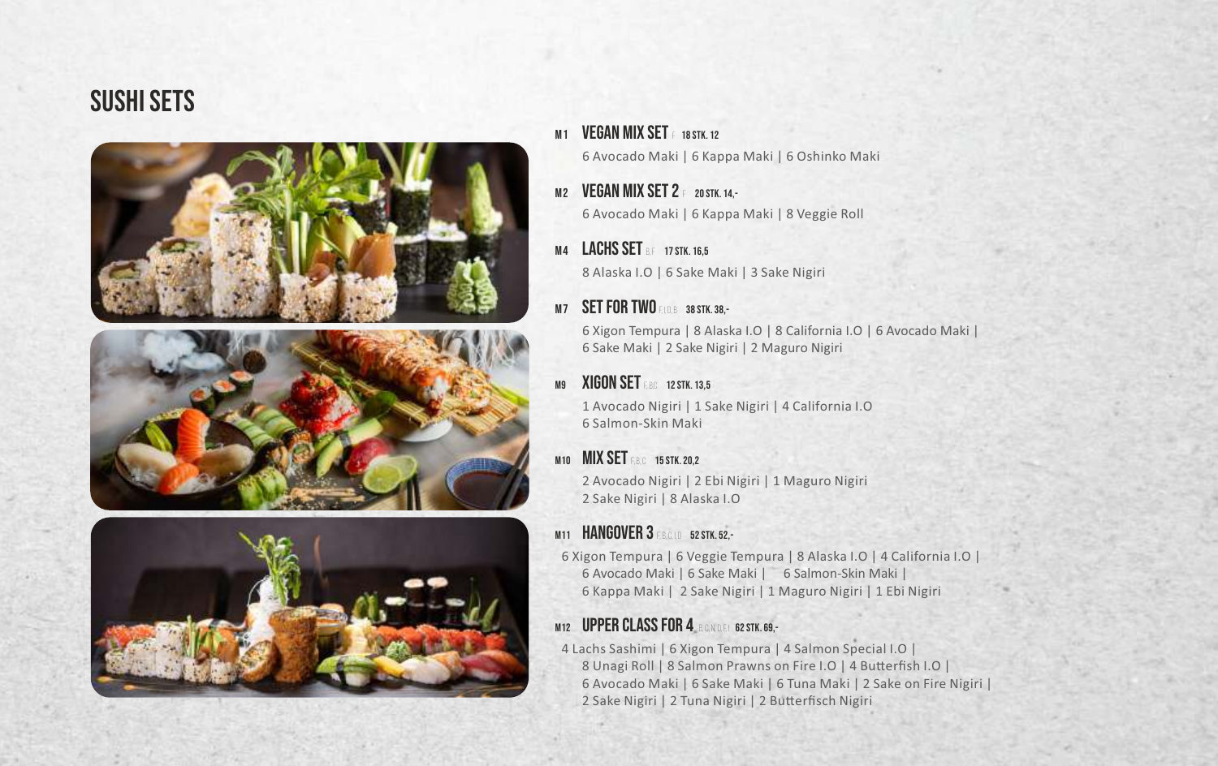# SUSHI SETS

**M1 VEGAN MIX SET** F 18 STK. 12

6 Avocado Maki | 6 Kappa Maki | 6 Oshinko Maki

**M2 VEGAN MIX SET 2** F 20 STK. 14,-

6 Avocado Maki | 6 Kappa Maki | 8 Veggie Roll

**M4 LACHS SET** B,F 17 STK. 16,5

8 Alaska I.O | 6 Sake Maki | 3 Sake Nigiri

**M7 SET FOR TWO** F,I,D,B 38 STK. 38,-

6 Xigon Tempura | 8 Alaska I.O | 8 California I.O | 6 Avocado Maki | 6 Sake Maki | 2 Sake Nigiri | 2 Maguro Nigiri

**M9 XIGON SET** F,B,C 12 STK. 13,5

1 Avocado Nigiri | 1 Sake Nigiri | 4 California I.O
6 Salmon-Skin Maki

**M10 MIX SET** F,B,C 15 STK. 20,2

2 Avocado Nigiri | 2 Ebi Nigiri | 1 Maguro Nigiri
2 Sake Nigiri | 8 Alaska I.O

**M11 HANGOVER 3** F,B,C,I,D 52 STK. 52,-

6 Xigon Tempura | 6 Veggie Tempura | 8 Alaska I.O | 4 California I.O | 6 Avocado Maki | 6 Sake Maki | 6 Salmon-Skin Maki | 6 Kappa Maki | 2 Sake Nigiri | 1 Maguro Nigiri | 1 Ebi Nigiri

**M12 UPPER CLASS FOR 4** B,C,N,D,F,I 62 STK. 69,-

4 Lachs Sashimi | 6 Xigon Tempura | 4 Salmon Special I.O | 8 Unagi Roll | 8 Salmon Prawns on Fire I.O | 4 Butterfish I.O | 6 Avocado Maki | 6 Sake Maki | 6 Tuna Maki | 2 Sake on Fire Nigiri | 2 Sake Nigiri | 2 Tuna Nigiri | 2 Butterfisch Nigiri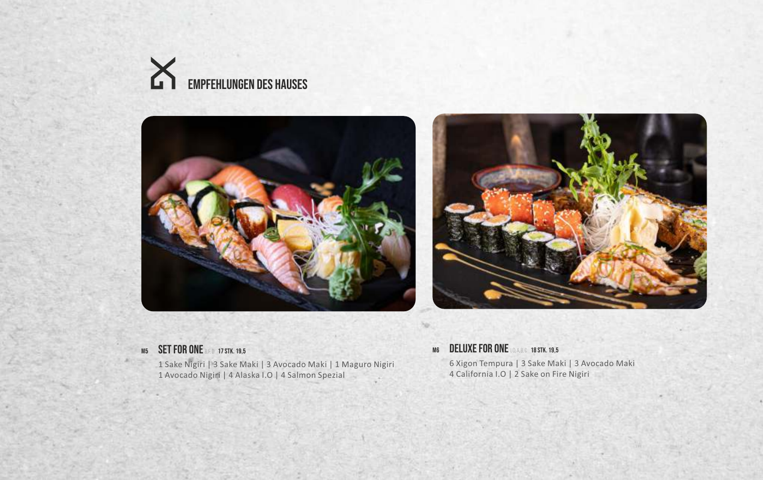# EMPFEHLUNGEN DES HAUSES

**M5 SET FOR ONE** B,F,D **17 STK. 19,5**

1 Sake Nigiri | 3 Sake Maki | 3 Avocado Maki | 1 Maguro Nigiri
1 Avocado Nigiri | 4 Alaska I.O | 4 Salmon Spezial

**M6 DELUXE FOR ONE** I,O,A,B,C **18 STK. 19,5**

6 Xigon Tempura | 3 Sake Maki | 3 Avocado Maki
4 California I.O | 2 Sake on Fire Nigiri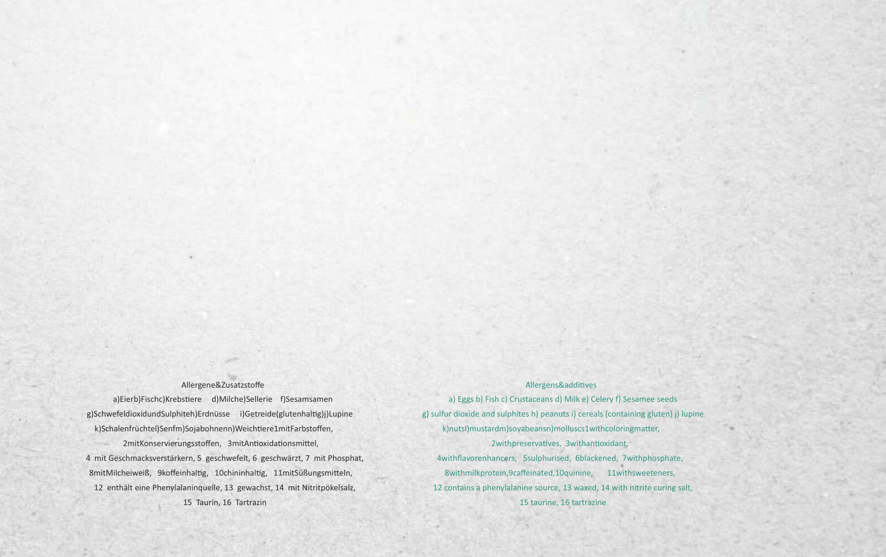Allergene&Zusatzstoffe

a)Eierb)Fischc)Krebstiere d)Milche)Sellerie f)Sesamsamen
g)SchwefeldioxidundSulphiteh)Erdnüsse i)Getreide(glutenhaltig)j)Lupine
k)Schalenfrüchtel)Senfm)Sojabohnenn)Weichtiere1mitFarbstoffen,
2mitKonservierungsstoffen, 3mitAntioxidationsmittel,
4 mit Geschmacksverstärkern, 5 geschwefelt, 6 geschwärzt, 7 mit Phosphat,
8mitMilcheiweiß, 9koffeinhaltig, 10chininhaltig, 11mitSüßungsmitteln,
12 enthält eine Phenylalaninquelle, 13 gewachst, 14 mit Nitritpökelsalz,
15 Taurin, 16 Tartrazin

Allergens&additives

a) Eggs b) Fish c) Crustaceans d) Milk e) Celery f) Sesamee seeds
g) sulfur dioxide and sulphites h) peanuts i) cereals (containing gluten) j) lupine
k)nutsl)mustardm)soyabeansn)molluscs1withcoloringmatter,
2withpreservatives, 3withantioxidant,
4withflavorenhancers, 5sulphurised, 6blackened, 7withphosphate,
8withmilkprotein,9caffeinated,10quinine, 11withsweeteners,
12 contains a phenylalanine source, 13 waxed, 14 with nitrite curing salt,
15 taurine, 16 tartrazine